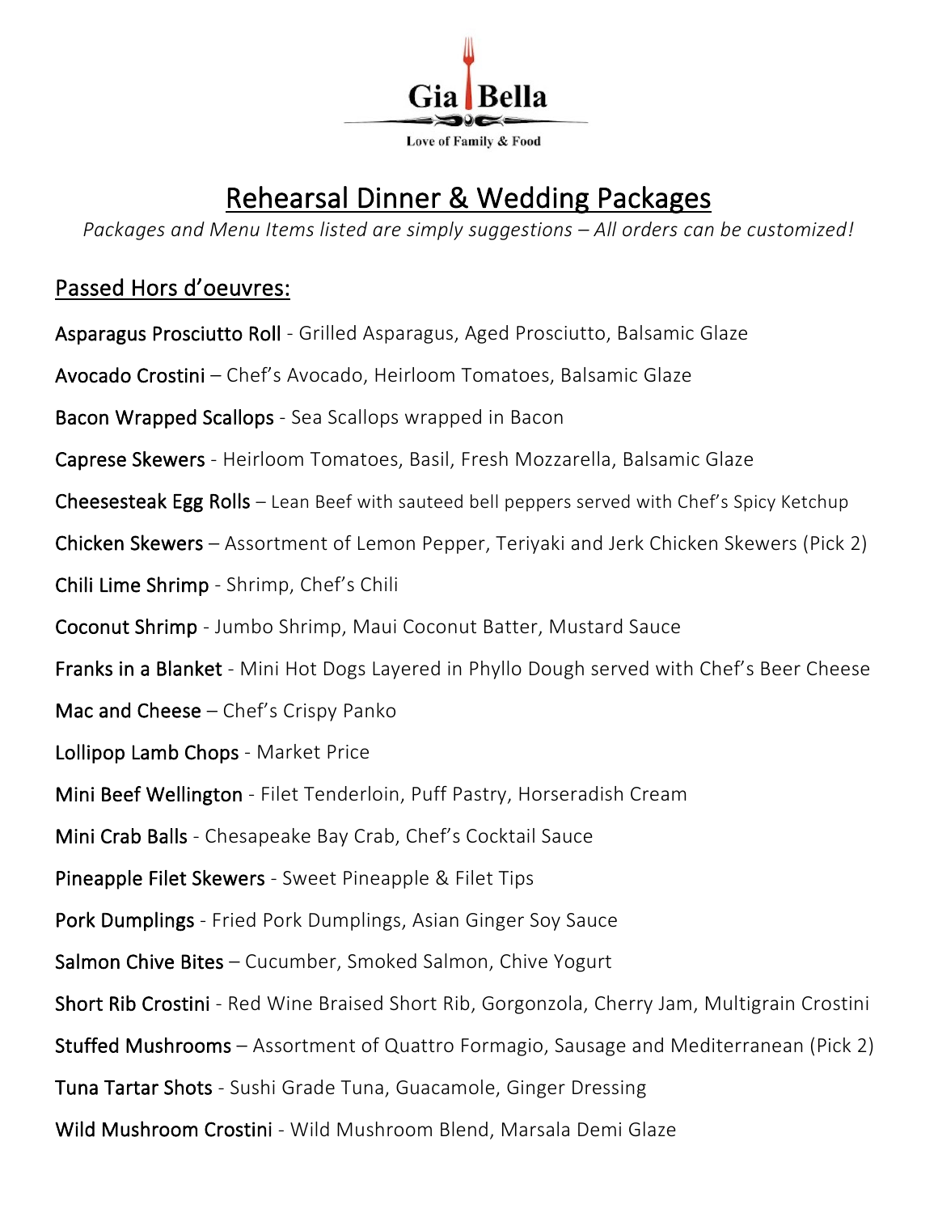Gia Bella

Love of Family & Food

# Rehearsal Dinner & Wedding Packages

*Packages and Menu Items listed are simply suggestions – All orders can be customized!*

## Passed Hors d'oeuvres:

Asparagus Prosciutto Roll - Grilled Asparagus, Aged Prosciutto, Balsamic Glaze

Avocado Crostini – Chef's Avocado, Heirloom Tomatoes, Balsamic Glaze

Bacon Wrapped Scallops - Sea Scallops wrapped in Bacon

Caprese Skewers - Heirloom Tomatoes, Basil, Fresh Mozzarella, Balsamic Glaze

Cheesesteak Egg Rolls – Lean Beef with sauteed bell peppers served with Chef's Spicy Ketchup

Chicken Skewers – Assortment of Lemon Pepper, Teriyaki and Jerk Chicken Skewers (Pick 2)

Chili Lime Shrimp - Shrimp, Chef's Chili

Coconut Shrimp - Jumbo Shrimp, Maui Coconut Batter, Mustard Sauce

Franks in a Blanket - Mini Hot Dogs Layered in Phyllo Dough served with Chef's Beer Cheese

Mac and Cheese – Chef's Crispy Panko

Lollipop Lamb Chops - Market Price

Mini Beef Wellington - Filet Tenderloin, Puff Pastry, Horseradish Cream

Mini Crab Balls - Chesapeake Bay Crab, Chef's Cocktail Sauce

Pineapple Filet Skewers - Sweet Pineapple & Filet Tips

Pork Dumplings - Fried Pork Dumplings, Asian Ginger Soy Sauce

Salmon Chive Bites – Cucumber, Smoked Salmon, Chive Yogurt

Short Rib Crostini - Red Wine Braised Short Rib, Gorgonzola, Cherry Jam, Multigrain Crostini

Stuffed Mushrooms – Assortment of Quattro Formagio, Sausage and Mediterranean (Pick 2)

Tuna Tartar Shots - Sushi Grade Tuna, Guacamole, Ginger Dressing

Wild Mushroom Crostini - Wild Mushroom Blend, Marsala Demi Glaze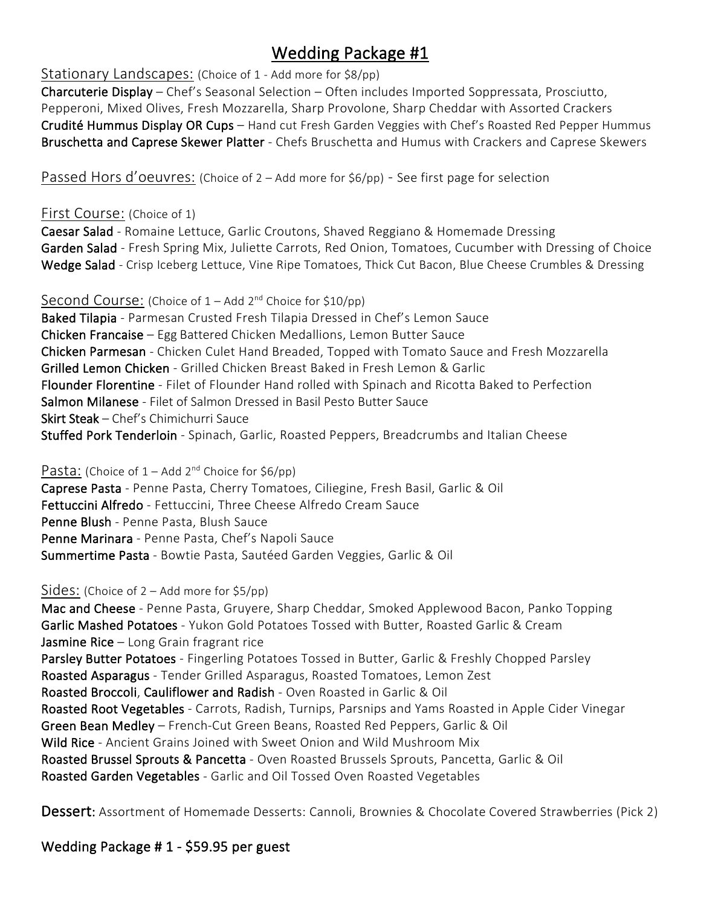# Wedding Package #1

## Stationary Landscapes: (Choice of 1 - Add more for $8/pp)

**Charcuterie Display** – Chef's Seasonal Selection – Often includes Imported Soppressata, Prosciutto, Pepperoni, Mixed Olives, Fresh Mozzarella, Sharp Provolone, Sharp Cheddar with Assorted Crackers
**Crudité Hummus Display OR Cups** – Hand cut Fresh Garden Veggies with Chef's Roasted Red Pepper Hummus
**Bruschetta and Caprese Skewer Platter** - Chefs Bruschetta and Humus with Crackers and Caprese Skewers

## Passed Hors d'oeuvres: (Choice of 2 – Add more for $6/pp) - See first page for selection

## First Course: (Choice of 1)

**Caesar Salad** - Romaine Lettuce, Garlic Croutons, Shaved Reggiano & Homemade Dressing
**Garden Salad** - Fresh Spring Mix, Juliette Carrots, Red Onion, Tomatoes, Cucumber with Dressing of Choice
**Wedge Salad** - Crisp Iceberg Lettuce, Vine Ripe Tomatoes, Thick Cut Bacon, Blue Cheese Crumbles & Dressing

## Second Course: (Choice of 1 – Add 2nd Choice for $10/pp)

**Baked Tilapia** - Parmesan Crusted Fresh Tilapia Dressed in Chef's Lemon Sauce
**Chicken Francaise** – Egg Battered Chicken Medallions, Lemon Butter Sauce
**Chicken Parmesan** - Chicken Culet Hand Breaded, Topped with Tomato Sauce and Fresh Mozzarella
**Grilled Lemon Chicken** - Grilled Chicken Breast Baked in Fresh Lemon & Garlic
**Flounder Florentine** - Filet of Flounder Hand rolled with Spinach and Ricotta Baked to Perfection
**Salmon Milanese** - Filet of Salmon Dressed in Basil Pesto Butter Sauce
**Skirt Steak** – Chef's Chimichurri Sauce
**Stuffed Pork Tenderloin** - Spinach, Garlic, Roasted Peppers, Breadcrumbs and Italian Cheese

## Pasta: (Choice of 1 – Add 2nd Choice for $6/pp)

**Caprese Pasta** - Penne Pasta, Cherry Tomatoes, Ciliegine, Fresh Basil, Garlic & Oil
**Fettuccini Alfredo** - Fettuccini, Three Cheese Alfredo Cream Sauce
**Penne Blush** - Penne Pasta, Blush Sauce
**Penne Marinara** - Penne Pasta, Chef's Napoli Sauce
**Summertime Pasta** - Bowtie Pasta, Sautéed Garden Veggies, Garlic & Oil

## Sides: (Choice of 2 – Add more for $5/pp)

**Mac and Cheese** - Penne Pasta, Gruyere, Sharp Cheddar, Smoked Applewood Bacon, Panko Topping
**Garlic Mashed Potatoes** - Yukon Gold Potatoes Tossed with Butter, Roasted Garlic & Cream
**Jasmine Rice** – Long Grain fragrant rice
**Parsley Butter Potatoes** - Fingerling Potatoes Tossed in Butter, Garlic & Freshly Chopped Parsley
**Roasted Asparagus** - Tender Grilled Asparagus, Roasted Tomatoes, Lemon Zest
**Roasted Broccoli**, **Cauliflower and Radish** - Oven Roasted in Garlic & Oil
**Roasted Root Vegetables** - Carrots, Radish, Turnips, Parsnips and Yams Roasted in Apple Cider Vinegar
**Green Bean Medley** – French-Cut Green Beans, Roasted Red Peppers, Garlic & Oil
**Wild Rice** - Ancient Grains Joined with Sweet Onion and Wild Mushroom Mix
**Roasted Brussel Sprouts & Pancetta** - Oven Roasted Brussels Sprouts, Pancetta, Garlic & Oil
**Roasted Garden Vegetables** - Garlic and Oil Tossed Oven Roasted Vegetables

**Dessert:** Assortment of Homemade Desserts: Cannoli, Brownies & Chocolate Covered Strawberries (Pick 2)

## Wedding Package # 1 - $59.95 per guest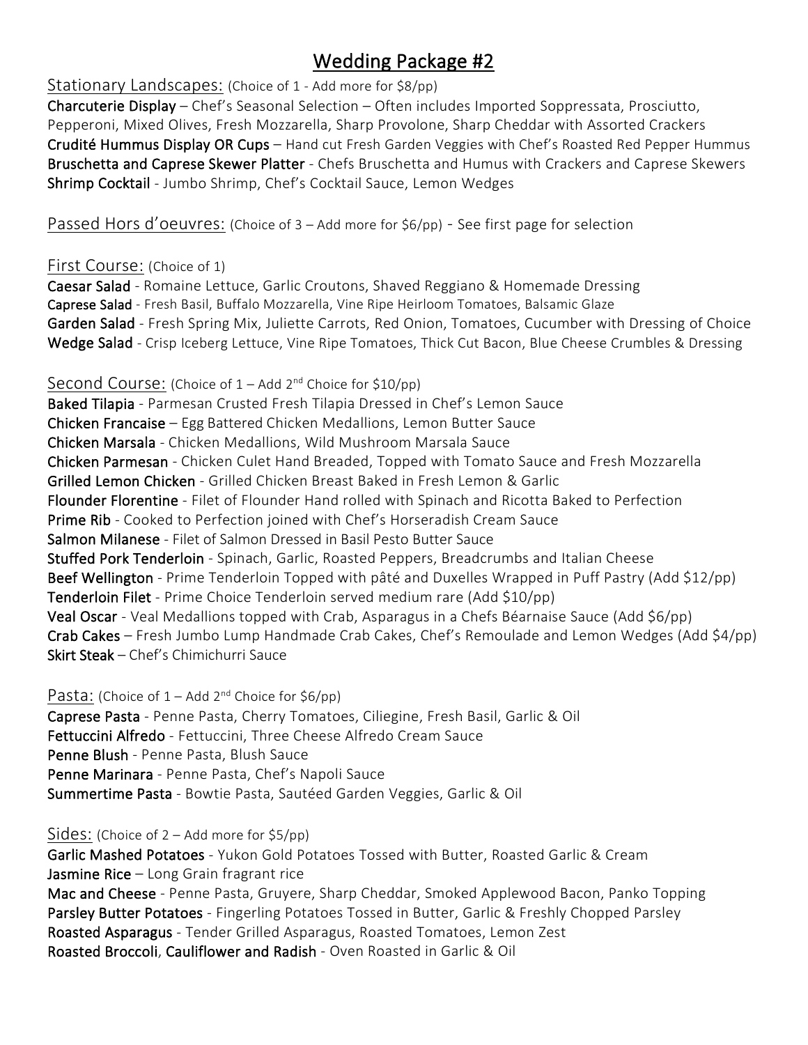# Wedding Package #2

## Stationary Landscapes: (Choice of 1 - Add more for $8/pp)

**Charcuterie Display** – Chef's Seasonal Selection – Often includes Imported Soppressata, Prosciutto, Pepperoni, Mixed Olives, Fresh Mozzarella, Sharp Provolone, Sharp Cheddar with Assorted Crackers
**Crudité Hummus Display OR Cups** – Hand cut Fresh Garden Veggies with Chef's Roasted Red Pepper Hummus
**Bruschetta and Caprese Skewer Platter** - Chefs Bruschetta and Humus with Crackers and Caprese Skewers
**Shrimp Cocktail** - Jumbo Shrimp, Chef's Cocktail Sauce, Lemon Wedges

## Passed Hors d'oeuvres: (Choice of 3 – Add more for $6/pp) - See first page for selection

## First Course: (Choice of 1)

**Caesar Salad** - Romaine Lettuce, Garlic Croutons, Shaved Reggiano & Homemade Dressing
**Caprese Salad** - Fresh Basil, Buffalo Mozzarella, Vine Ripe Heirloom Tomatoes, Balsamic Glaze
**Garden Salad** - Fresh Spring Mix, Juliette Carrots, Red Onion, Tomatoes, Cucumber with Dressing of Choice
**Wedge Salad** - Crisp Iceberg Lettuce, Vine Ripe Tomatoes, Thick Cut Bacon, Blue Cheese Crumbles & Dressing

## Second Course: (Choice of 1 – Add 2nd Choice for $10/pp)

**Baked Tilapia** - Parmesan Crusted Fresh Tilapia Dressed in Chef's Lemon Sauce
**Chicken Francaise** – Egg Battered Chicken Medallions, Lemon Butter Sauce
**Chicken Marsala** - Chicken Medallions, Wild Mushroom Marsala Sauce
**Chicken Parmesan** - Chicken Culet Hand Breaded, Topped with Tomato Sauce and Fresh Mozzarella
**Grilled Lemon Chicken** - Grilled Chicken Breast Baked in Fresh Lemon & Garlic
**Flounder Florentine** - Filet of Flounder Hand rolled with Spinach and Ricotta Baked to Perfection
**Prime Rib** - Cooked to Perfection joined with Chef's Horseradish Cream Sauce
**Salmon Milanese** - Filet of Salmon Dressed in Basil Pesto Butter Sauce
**Stuffed Pork Tenderloin** - Spinach, Garlic, Roasted Peppers, Breadcrumbs and Italian Cheese
**Beef Wellington** - Prime Tenderloin Topped with pâté and Duxelles Wrapped in Puff Pastry (Add $12/pp)
**Tenderloin Filet** - Prime Choice Tenderloin served medium rare (Add $10/pp)
**Veal Oscar** - Veal Medallions topped with Crab, Asparagus in a Chefs Béarnaise Sauce (Add $6/pp)
**Crab Cakes** – Fresh Jumbo Lump Handmade Crab Cakes, Chef's Remoulade and Lemon Wedges (Add $4/pp)
**Skirt Steak** – Chef's Chimichurri Sauce

## Pasta: (Choice of 1 – Add 2nd Choice for $6/pp)

**Caprese Pasta** - Penne Pasta, Cherry Tomatoes, Ciliegine, Fresh Basil, Garlic & Oil
**Fettuccini Alfredo** - Fettuccini, Three Cheese Alfredo Cream Sauce
**Penne Blush** - Penne Pasta, Blush Sauce
**Penne Marinara** - Penne Pasta, Chef's Napoli Sauce
**Summertime Pasta** - Bowtie Pasta, Sautéed Garden Veggies, Garlic & Oil

## Sides: (Choice of 2 – Add more for $5/pp)

**Garlic Mashed Potatoes** - Yukon Gold Potatoes Tossed with Butter, Roasted Garlic & Cream
**Jasmine Rice** – Long Grain fragrant rice
**Mac and Cheese** - Penne Pasta, Gruyere, Sharp Cheddar, Smoked Applewood Bacon, Panko Topping
**Parsley Butter Potatoes** - Fingerling Potatoes Tossed in Butter, Garlic & Freshly Chopped Parsley
**Roasted Asparagus** - Tender Grilled Asparagus, Roasted Tomatoes, Lemon Zest
**Roasted Broccoli**, **Cauliflower and Radish** - Oven Roasted in Garlic & Oil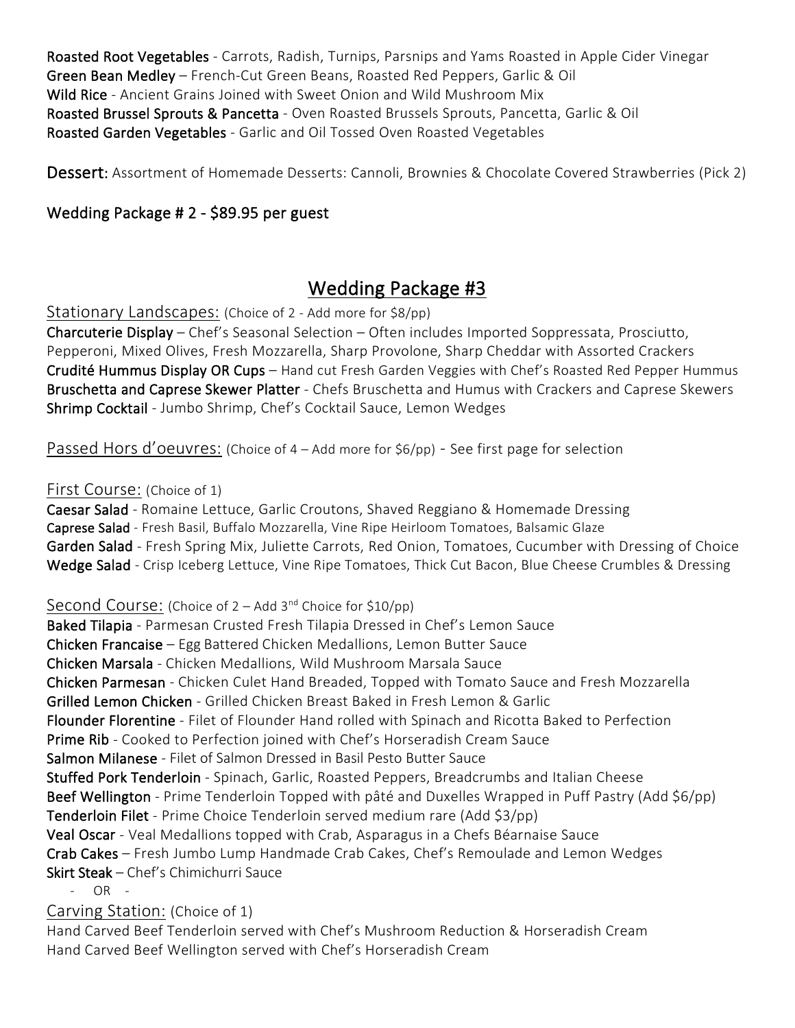**Roasted Root Vegetables** - Carrots, Radish, Turnips, Parsnips and Yams Roasted in Apple Cider Vinegar
**Green Bean Medley** – French-Cut Green Beans, Roasted Red Peppers, Garlic & Oil
**Wild Rice** - Ancient Grains Joined with Sweet Onion and Wild Mushroom Mix
**Roasted Brussel Sprouts & Pancetta** - Oven Roasted Brussels Sprouts, Pancetta, Garlic & Oil
**Roasted Garden Vegetables** - Garlic and Oil Tossed Oven Roasted Vegetables

**Dessert:** Assortment of Homemade Desserts: Cannoli, Brownies & Chocolate Covered Strawberries (Pick 2)

**Wedding Package # 2 - $89.95 per guest**

## Wedding Package #3

### Stationary Landscapes: (Choice of 2 - Add more for $8/pp)

**Charcuterie Display** – Chef's Seasonal Selection – Often includes Imported Soppressata, Prosciutto, Pepperoni, Mixed Olives, Fresh Mozzarella, Sharp Provolone, Sharp Cheddar with Assorted Crackers
**Crudité Hummus Display OR Cups** – Hand cut Fresh Garden Veggies with Chef's Roasted Red Pepper Hummus
**Bruschetta and Caprese Skewer Platter** - Chefs Bruschetta and Humus with Crackers and Caprese Skewers
**Shrimp Cocktail** - Jumbo Shrimp, Chef's Cocktail Sauce, Lemon Wedges

### Passed Hors d'oeuvres: (Choice of 4 – Add more for $6/pp) - See first page for selection

### First Course: (Choice of 1)

**Caesar Salad** - Romaine Lettuce, Garlic Croutons, Shaved Reggiano & Homemade Dressing
**Caprese Salad** - Fresh Basil, Buffalo Mozzarella, Vine Ripe Heirloom Tomatoes, Balsamic Glaze
**Garden Salad** - Fresh Spring Mix, Juliette Carrots, Red Onion, Tomatoes, Cucumber with Dressing of Choice
**Wedge Salad** - Crisp Iceberg Lettuce, Vine Ripe Tomatoes, Thick Cut Bacon, Blue Cheese Crumbles & Dressing

### Second Course: (Choice of 2 – Add 3rd Choice for $10/pp)

**Baked Tilapia** - Parmesan Crusted Fresh Tilapia Dressed in Chef's Lemon Sauce
**Chicken Francaise** – Egg Battered Chicken Medallions, Lemon Butter Sauce
**Chicken Marsala** - Chicken Medallions, Wild Mushroom Marsala Sauce
**Chicken Parmesan** - Chicken Culet Hand Breaded, Topped with Tomato Sauce and Fresh Mozzarella
**Grilled Lemon Chicken** - Grilled Chicken Breast Baked in Fresh Lemon & Garlic
**Flounder Florentine** - Filet of Flounder Hand rolled with Spinach and Ricotta Baked to Perfection
**Prime Rib** - Cooked to Perfection joined with Chef's Horseradish Cream Sauce
**Salmon Milanese** - Filet of Salmon Dressed in Basil Pesto Butter Sauce
**Stuffed Pork Tenderloin** - Spinach, Garlic, Roasted Peppers, Breadcrumbs and Italian Cheese
**Beef Wellington** - Prime Tenderloin Topped with pâté and Duxelles Wrapped in Puff Pastry (Add $6/pp)
**Tenderloin Filet** - Prime Choice Tenderloin served medium rare (Add $3/pp)
**Veal Oscar** - Veal Medallions topped with Crab, Asparagus in a Chefs Béarnaise Sauce
**Crab Cakes** – Fresh Jumbo Lump Handmade Crab Cakes, Chef's Remoulade and Lemon Wedges
**Skirt Steak** – Chef's Chimichurri Sauce

- OR -

### Carving Station: (Choice of 1)

Hand Carved Beef Tenderloin served with Chef's Mushroom Reduction & Horseradish Cream
Hand Carved Beef Wellington served with Chef's Horseradish Cream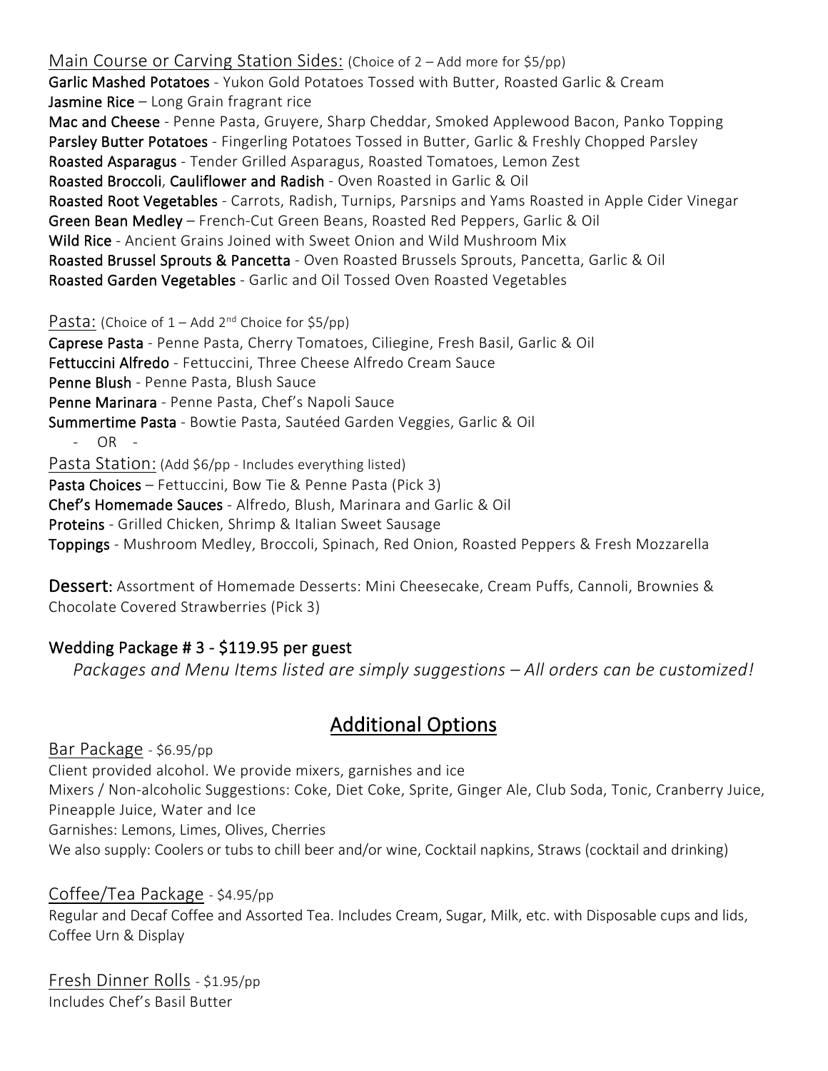Main Course or Carving Station Sides: (Choice of 2 – Add more for $5/pp)

**Garlic Mashed Potatoes** - Yukon Gold Potatoes Tossed with Butter, Roasted Garlic & Cream
**Jasmine Rice** – Long Grain fragrant rice
**Mac and Cheese** - Penne Pasta, Gruyere, Sharp Cheddar, Smoked Applewood Bacon, Panko Topping
**Parsley Butter Potatoes** - Fingerling Potatoes Tossed in Butter, Garlic & Freshly Chopped Parsley
**Roasted Asparagus** - Tender Grilled Asparagus, Roasted Tomatoes, Lemon Zest
**Roasted Broccoli**, **Cauliflower and Radish** - Oven Roasted in Garlic & Oil
**Roasted Root Vegetables** - Carrots, Radish, Turnips, Parsnips and Yams Roasted in Apple Cider Vinegar
**Green Bean Medley** – French-Cut Green Beans, Roasted Red Peppers, Garlic & Oil
**Wild Rice** - Ancient Grains Joined with Sweet Onion and Wild Mushroom Mix
**Roasted Brussel Sprouts & Pancetta** - Oven Roasted Brussels Sprouts, Pancetta, Garlic & Oil
**Roasted Garden Vegetables** - Garlic and Oil Tossed Oven Roasted Vegetables

Pasta: (Choice of 1 – Add 2nd Choice for $5/pp)

**Caprese Pasta** - Penne Pasta, Cherry Tomatoes, Ciliegine, Fresh Basil, Garlic & Oil
**Fettuccini Alfredo** - Fettuccini, Three Cheese Alfredo Cream Sauce
**Penne Blush** - Penne Pasta, Blush Sauce
**Penne Marinara** - Penne Pasta, Chef's Napoli Sauce
**Summertime Pasta** - Bowtie Pasta, Sautéed Garden Veggies, Garlic & Oil

- OR -

Pasta Station: (Add $6/pp - Includes everything listed)

**Pasta Choices** – Fettuccini, Bow Tie & Penne Pasta (Pick 3)
**Chef's Homemade Sauces** - Alfredo, Blush, Marinara and Garlic & Oil
**Proteins** - Grilled Chicken, Shrimp & Italian Sweet Sausage
**Toppings** - Mushroom Medley, Broccoli, Spinach, Red Onion, Roasted Peppers & Fresh Mozzarella

**Dessert:** Assortment of Homemade Desserts: Mini Cheesecake, Cream Puffs, Cannoli, Brownies & Chocolate Covered Strawberries (Pick 3)

### Wedding Package # 3 - $119.95 per guest

*Packages and Menu Items listed are simply suggestions – All orders can be customized!*

## Additional Options

Bar Package - $6.95/pp

Client provided alcohol. We provide mixers, garnishes and ice
Mixers / Non-alcoholic Suggestions: Coke, Diet Coke, Sprite, Ginger Ale, Club Soda, Tonic, Cranberry Juice, Pineapple Juice, Water and Ice
Garnishes: Lemons, Limes, Olives, Cherries
We also supply: Coolers or tubs to chill beer and/or wine, Cocktail napkins, Straws (cocktail and drinking)

Coffee/Tea Package - $4.95/pp

Regular and Decaf Coffee and Assorted Tea. Includes Cream, Sugar, Milk, etc. with Disposable cups and lids, Coffee Urn & Display

Fresh Dinner Rolls - $1.95/pp

Includes Chef's Basil Butter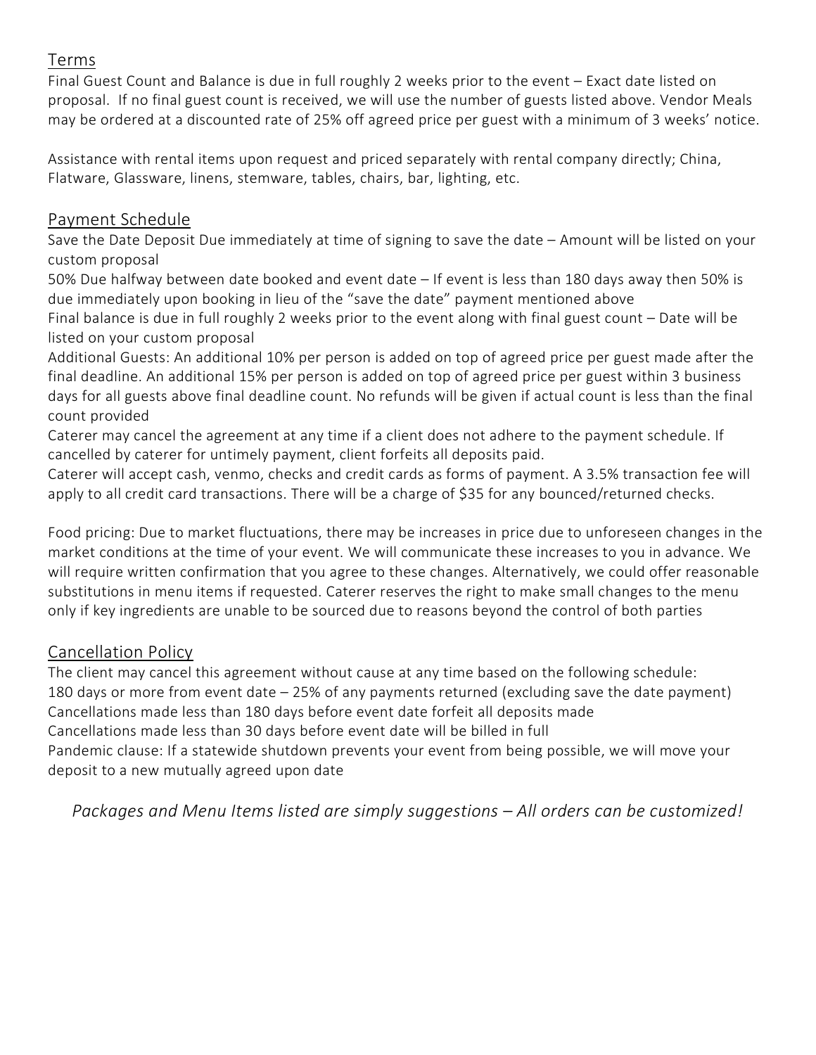## Terms

Final Guest Count and Balance is due in full roughly 2 weeks prior to the event – Exact date listed on proposal. If no final guest count is received, we will use the number of guests listed above. Vendor Meals may be ordered at a discounted rate of 25% off agreed price per guest with a minimum of 3 weeks' notice.

Assistance with rental items upon request and priced separately with rental company directly; China, Flatware, Glassware, linens, stemware, tables, chairs, bar, lighting, etc.

## Payment Schedule

Save the Date Deposit Due immediately at time of signing to save the date – Amount will be listed on your custom proposal

50% Due halfway between date booked and event date – If event is less than 180 days away then 50% is due immediately upon booking in lieu of the "save the date" payment mentioned above

Final balance is due in full roughly 2 weeks prior to the event along with final guest count – Date will be listed on your custom proposal

Additional Guests: An additional 10% per person is added on top of agreed price per guest made after the final deadline. An additional 15% per person is added on top of agreed price per guest within 3 business days for all guests above final deadline count. No refunds will be given if actual count is less than the final count provided

Caterer may cancel the agreement at any time if a client does not adhere to the payment schedule. If cancelled by caterer for untimely payment, client forfeits all deposits paid.

Caterer will accept cash, venmo, checks and credit cards as forms of payment. A 3.5% transaction fee will apply to all credit card transactions. There will be a charge of $35 for any bounced/returned checks.

Food pricing: Due to market fluctuations, there may be increases in price due to unforeseen changes in the market conditions at the time of your event. We will communicate these increases to you in advance. We will require written confirmation that you agree to these changes. Alternatively, we could offer reasonable substitutions in menu items if requested. Caterer reserves the right to make small changes to the menu only if key ingredients are unable to be sourced due to reasons beyond the control of both parties

## Cancellation Policy

The client may cancel this agreement without cause at any time based on the following schedule:

180 days or more from event date – 25% of any payments returned (excluding save the date payment)

Cancellations made less than 180 days before event date forfeit all deposits made

Cancellations made less than 30 days before event date will be billed in full

Pandemic clause: If a statewide shutdown prevents your event from being possible, we will move your deposit to a new mutually agreed upon date

*Packages and Menu Items listed are simply suggestions – All orders can be customized!*